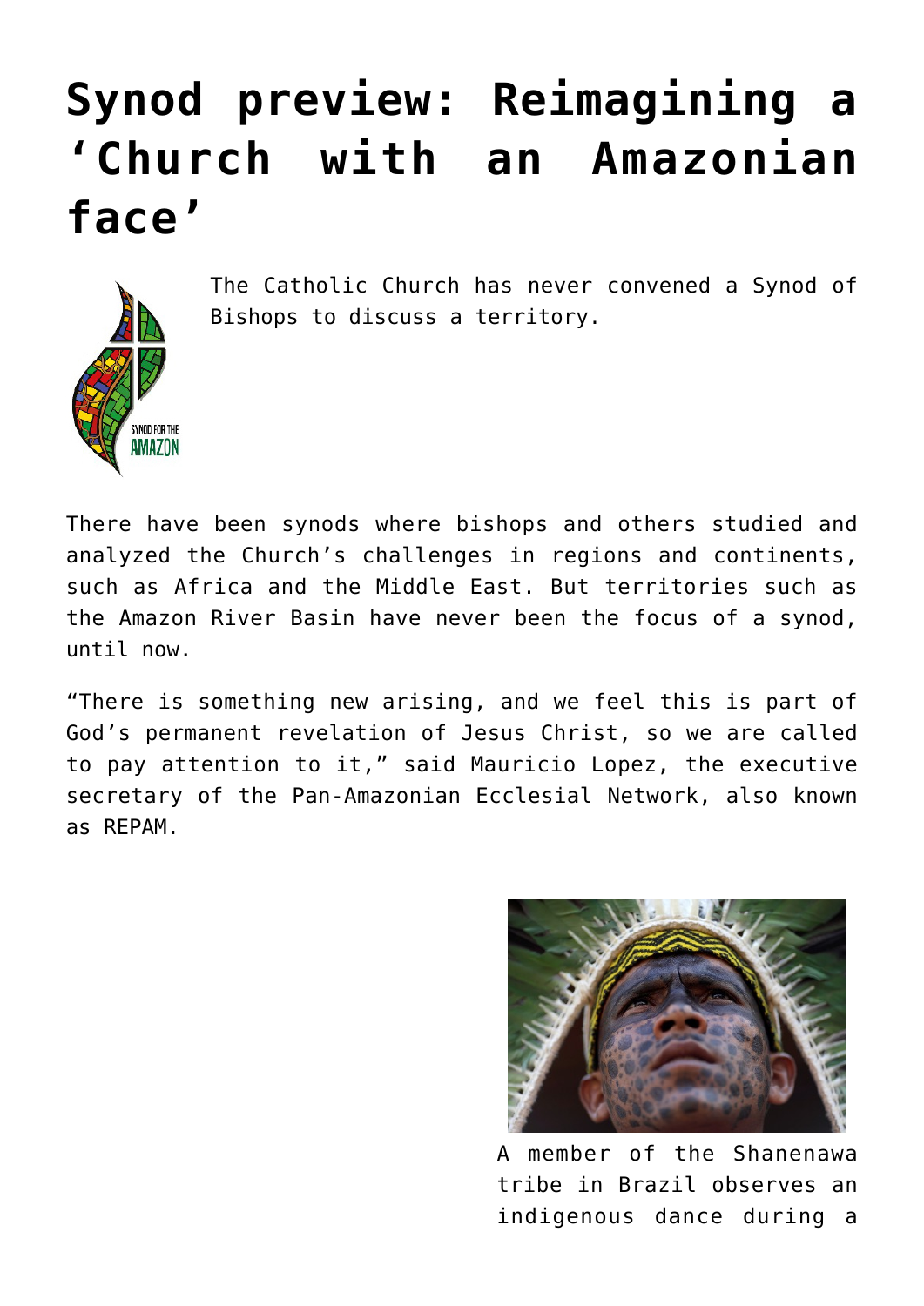# Synod preview: Reimagining a 'Church with an Amazonian face'

The Catholic Church has never convened a Synod of Bishops to discuss a territory.

There have been synods where bishops and others studied and analyzed the Church's challenges in regions and continents, such as Africa and the Middle East. But territories such as the Amazon River Basin have never been the focus of a synod, until now.

"There is something new arising, and we feel this is part of God's permanent revelation of Jesus Christ, so we are called to pay attention to it," said Mauricio Lopez, the executive secretary of the Pan-Amazonian Ecclesial Network, also known as REPAM.

A member of the Shanenawa tribe in Brazil observes an indigenous dance during a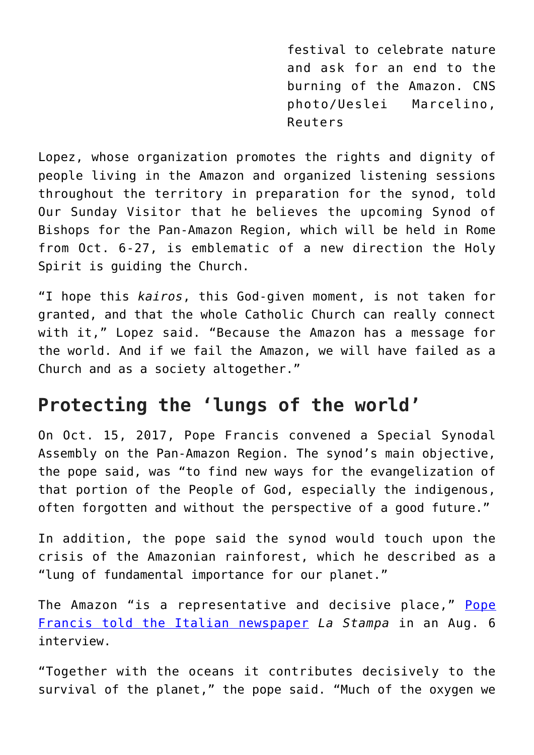festival to celebrate nature and ask for an end to the burning of the Amazon. CNS photo/Ueslei Marcelino, Reuters

Lopez, whose organization promotes the rights and dignity of people living in the Amazon and organized listening sessions throughout the territory in preparation for the synod, told Our Sunday Visitor that he believes the upcoming Synod of Bishops for the Pan-Amazon Region, which will be held in Rome from Oct. 6-27, is emblematic of a new direction the Holy Spirit is guiding the Church.

"I hope this *kairos*, this God-given moment, is not taken for granted, and that the whole Catholic Church can really connect with it," Lopez said. "Because the Amazon has a message for the world. And if we fail the Amazon, we will have failed as a Church and as a society altogether."

## Protecting the 'lungs of the world'

On Oct. 15, 2017, Pope Francis convened a Special Synodal Assembly on the Pan-Amazon Region. The synod's main objective, the pope said, was "to find new ways for the evangelization of that portion of the People of God, especially the indigenous, often forgotten and without the perspective of a good future."

In addition, the pope said the synod would touch upon the crisis of the Amazonian rainforest, which he described as a "lung of fundamental importance for our planet."

The Amazon "is a representative and decisive place," Pope Francis told the Italian newspaper *La Stampa* in an Aug. 6 interview.

"Together with the oceans it contributes decisively to the survival of the planet," the pope said. "Much of the oxygen we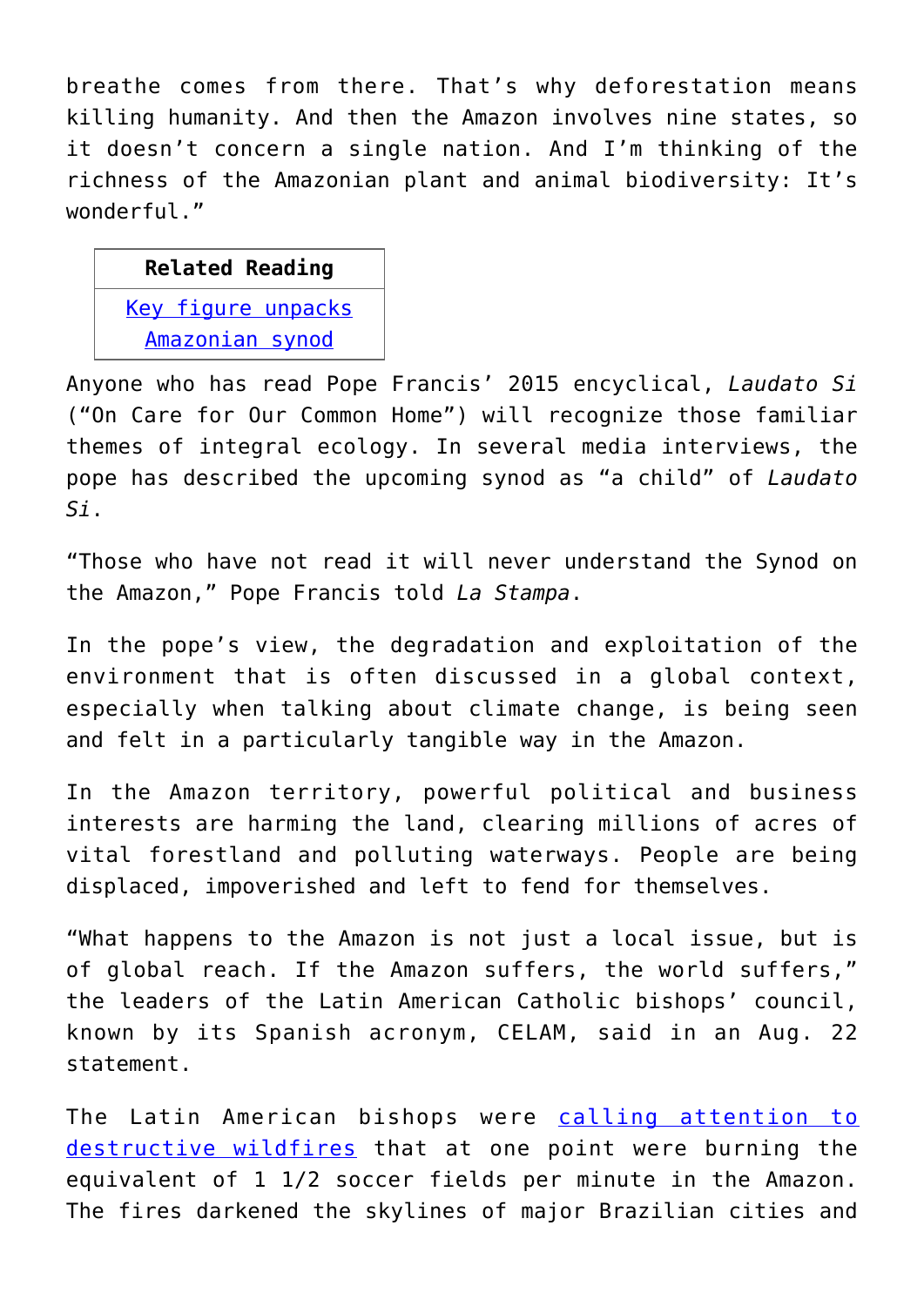breathe comes from there. That's why deforestation means killing humanity. And then the Amazon involves nine states, so it doesn't concern a single nation. And I'm thinking of the richness of the Amazonian plant and animal biodiversity: It's wonderful."

| Related Reading |
| --- |
| Key figure unpacks Amazonian synod |

Anyone who has read Pope Francis' 2015 encyclical, *Laudato Si* ("On Care for Our Common Home") will recognize those familiar themes of integral ecology. In several media interviews, the pope has described the upcoming synod as "a child" of *Laudato Si*.

"Those who have not read it will never understand the Synod on the Amazon," Pope Francis told *La Stampa*.

In the pope's view, the degradation and exploitation of the environment that is often discussed in a global context, especially when talking about climate change, is being seen and felt in a particularly tangible way in the Amazon.

In the Amazon territory, powerful political and business interests are harming the land, clearing millions of acres of vital forestland and polluting waterways. People are being displaced, impoverished and left to fend for themselves.

"What happens to the Amazon is not just a local issue, but is of global reach. If the Amazon suffers, the world suffers," the leaders of the Latin American Catholic bishops' council, known by its Spanish acronym, CELAM, said in an Aug. 22 statement.

The Latin American bishops were calling attention to destructive wildfires that at one point were burning the equivalent of 1 1/2 soccer fields per minute in the Amazon. The fires darkened the skylines of major Brazilian cities and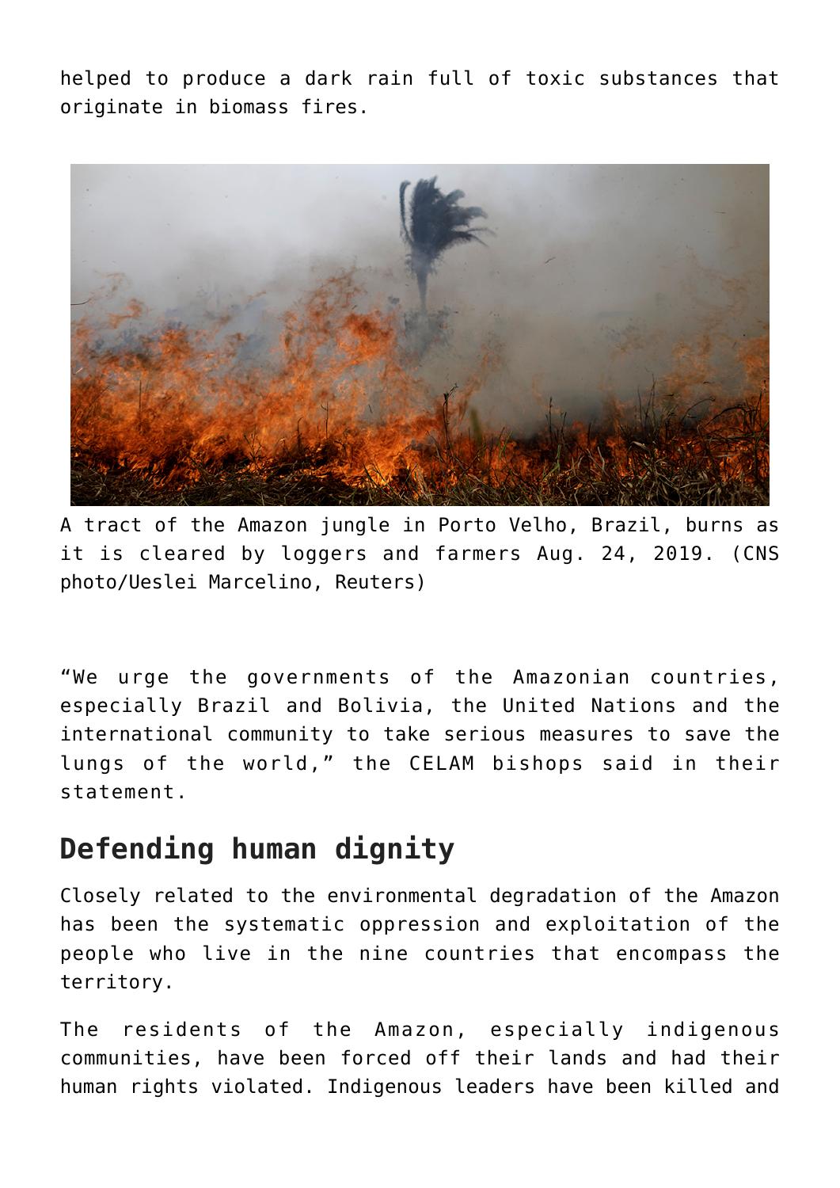helped to produce a dark rain full of toxic substances that originate in biomass fires.

A tract of the Amazon jungle in Porto Velho, Brazil, burns as it is cleared by loggers and farmers Aug. 24, 2019. (CNS photo/Ueslei Marcelino, Reuters)

"We urge the governments of the Amazonian countries, especially Brazil and Bolivia, the United Nations and the international community to take serious measures to save the lungs of the world," the CELAM bishops said in their statement.

## Defending human dignity

Closely related to the environmental degradation of the Amazon has been the systematic oppression and exploitation of the people who live in the nine countries that encompass the territory.

The residents of the Amazon, especially indigenous communities, have been forced off their lands and had their human rights violated. Indigenous leaders have been killed and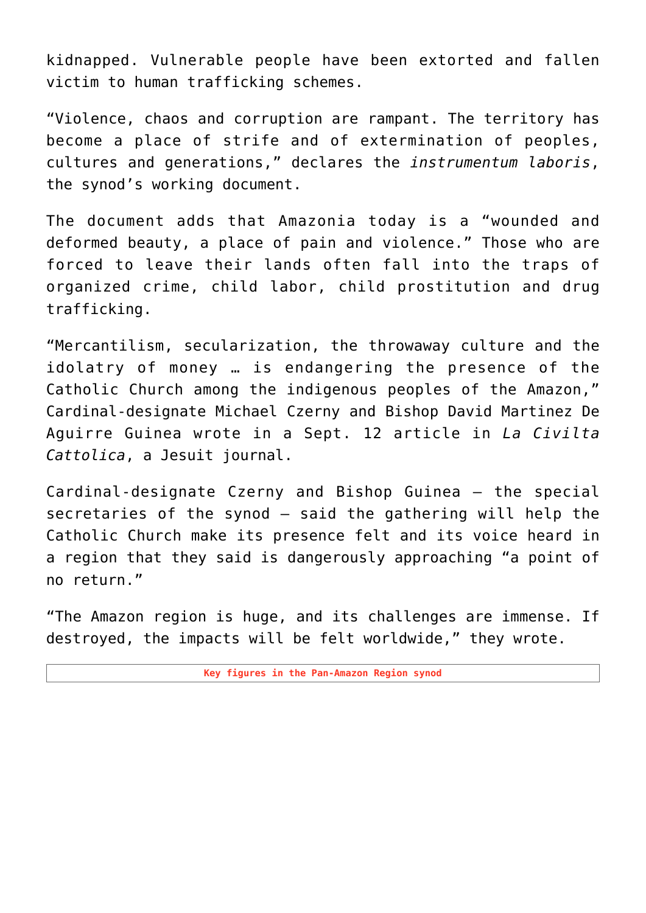kidnapped. Vulnerable people have been extorted and fallen victim to human trafficking schemes.

“Violence, chaos and corruption are rampant. The territory has become a place of strife and of extermination of peoples, cultures and generations,” declares the *instrumentum laboris*, the synod’s working document.

The document adds that Amazonia today is a “wounded and deformed beauty, a place of pain and violence.” Those who are forced to leave their lands often fall into the traps of organized crime, child labor, child prostitution and drug trafficking.

“Mercantilism, secularization, the throwaway culture and the idolatry of money … is endangering the presence of the Catholic Church among the indigenous peoples of the Amazon,” Cardinal-designate Michael Czerny and Bishop David Martinez De Aguirre Guinea wrote in a Sept. 12 article in *La Civilta Cattolica*, a Jesuit journal.

Cardinal-designate Czerny and Bishop Guinea – the special secretaries of the synod – said the gathering will help the Catholic Church make its presence felt and its voice heard in a region that they said is dangerously approaching “a point of no return.”

“The Amazon region is huge, and its challenges are immense. If destroyed, the impacts will be felt worldwide,” they wrote.

**Key figures in the Pan-Amazon Region synod**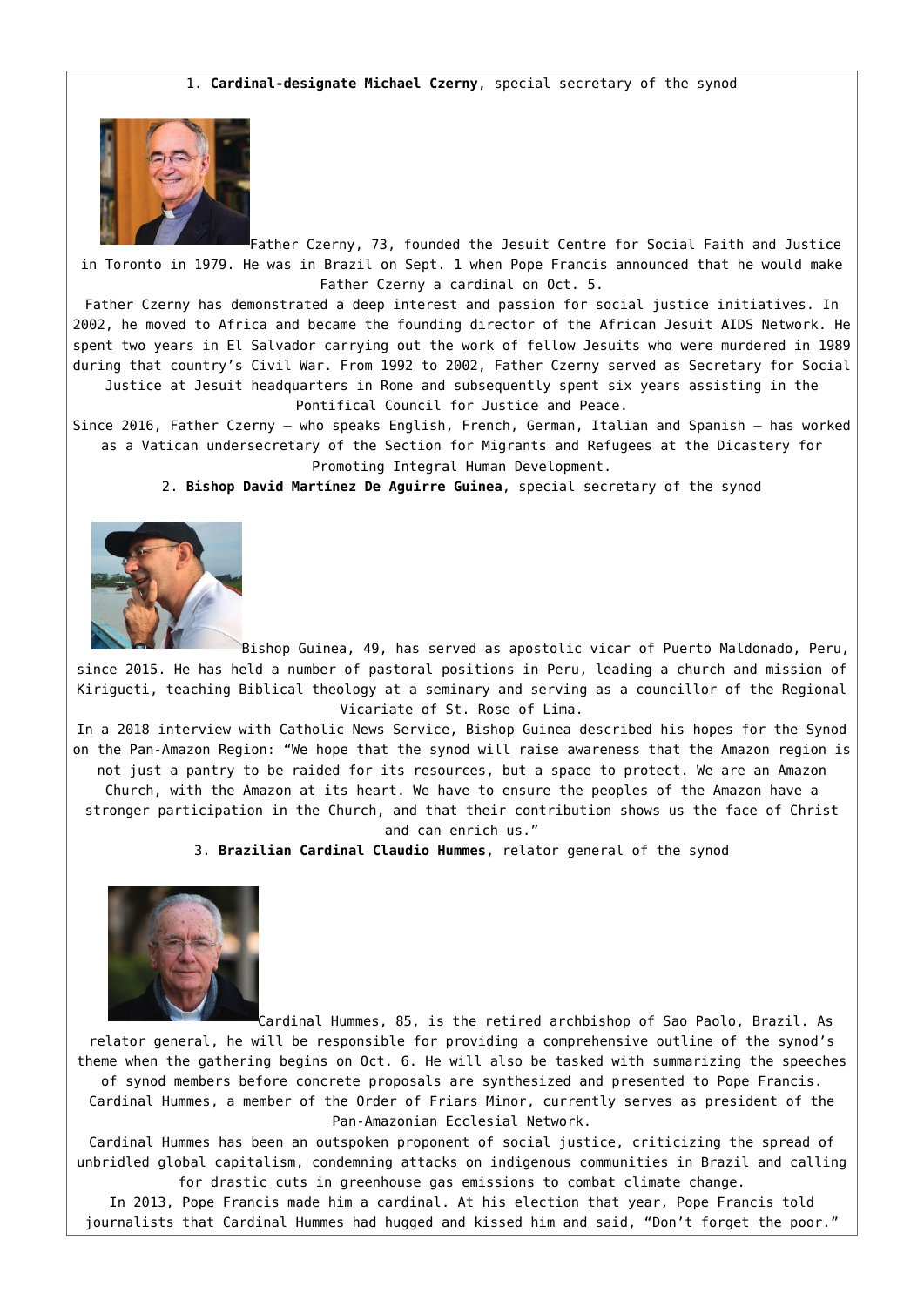1. **Cardinal-designate Michael Czerny**, special secretary of the synod

Father Czerny, 73, founded the Jesuit Centre for Social Faith and Justice in Toronto in 1979. He was in Brazil on Sept. 1 when Pope Francis announced that he would make Father Czerny a cardinal on Oct. 5.

Father Czerny has demonstrated a deep interest and passion for social justice initiatives. In 2002, he moved to Africa and became the founding director of the African Jesuit AIDS Network. He spent two years in El Salvador carrying out the work of fellow Jesuits who were murdered in 1989 during that country's Civil War. From 1992 to 2002, Father Czerny served as Secretary for Social Justice at Jesuit headquarters in Rome and subsequently spent six years assisting in the Pontifical Council for Justice and Peace.

Since 2016, Father Czerny – who speaks English, French, German, Italian and Spanish – has worked as a Vatican undersecretary of the Section for Migrants and Refugees at the Dicastery for Promoting Integral Human Development.

2. **Bishop David Martínez De Aguirre Guinea**, special secretary of the synod

Bishop Guinea, 49, has served as apostolic vicar of Puerto Maldonado, Peru, since 2015. He has held a number of pastoral positions in Peru, leading a church and mission of Kirigueti, teaching Biblical theology at a seminary and serving as a councillor of the Regional Vicariate of St. Rose of Lima.

In a 2018 interview with Catholic News Service, Bishop Guinea described his hopes for the Synod on the Pan-Amazon Region: "We hope that the synod will raise awareness that the Amazon region is not just a pantry to be raided for its resources, but a space to protect. We are an Amazon Church, with the Amazon at its heart. We have to ensure the peoples of the Amazon have a stronger participation in the Church, and that their contribution shows us the face of Christ and can enrich us."

3. **Brazilian Cardinal Claudio Hummes**, relator general of the synod

Cardinal Hummes, 85, is the retired archbishop of Sao Paolo, Brazil. As relator general, he will be responsible for providing a comprehensive outline of the synod's theme when the gathering begins on Oct. 6. He will also be tasked with summarizing the speeches of synod members before concrete proposals are synthesized and presented to Pope Francis. Cardinal Hummes, a member of the Order of Friars Minor, currently serves as president of the Pan-Amazonian Ecclesial Network.

Cardinal Hummes has been an outspoken proponent of social justice, criticizing the spread of unbridled global capitalism, condemning attacks on indigenous communities in Brazil and calling for drastic cuts in greenhouse gas emissions to combat climate change.

In 2013, Pope Francis made him a cardinal. At his election that year, Pope Francis told journalists that Cardinal Hummes had hugged and kissed him and said, "Don't forget the poor."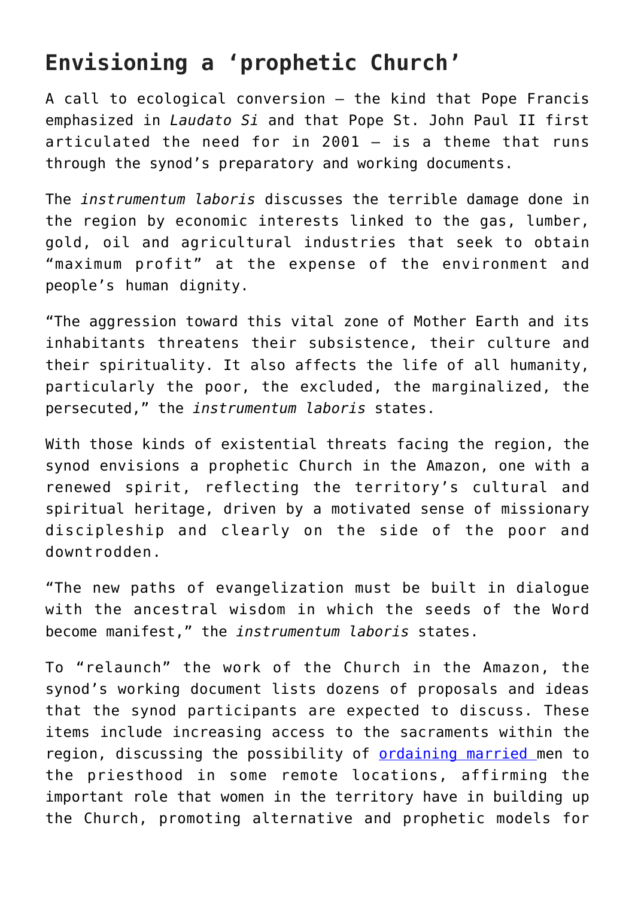## Envisioning a 'prophetic Church'

A call to ecological conversion — the kind that Pope Francis emphasized in *Laudato Si* and that Pope St. John Paul II first articulated the need for in 2001 — is a theme that runs through the synod's preparatory and working documents.

The *instrumentum laboris* discusses the terrible damage done in the region by economic interests linked to the gas, lumber, gold, oil and agricultural industries that seek to obtain "maximum profit" at the expense of the environment and people's human dignity.

"The aggression toward this vital zone of Mother Earth and its inhabitants threatens their subsistence, their culture and their spirituality. It also affects the life of all humanity, particularly the poor, the excluded, the marginalized, the persecuted," the *instrumentum laboris* states.

With those kinds of existential threats facing the region, the synod envisions a prophetic Church in the Amazon, one with a renewed spirit, reflecting the territory's cultural and spiritual heritage, driven by a motivated sense of missionary discipleship and clearly on the side of the poor and downtrodden.

"The new paths of evangelization must be built in dialogue with the ancestral wisdom in which the seeds of the Word become manifest," the *instrumentum laboris* states.

To "relaunch" the work of the Church in the Amazon, the synod's working document lists dozens of proposals and ideas that the synod participants are expected to discuss. These items include increasing access to the sacraments within the region, discussing the possibility of ordaining married men to the priesthood in some remote locations, affirming the important role that women in the territory have in building up the Church, promoting alternative and prophetic models for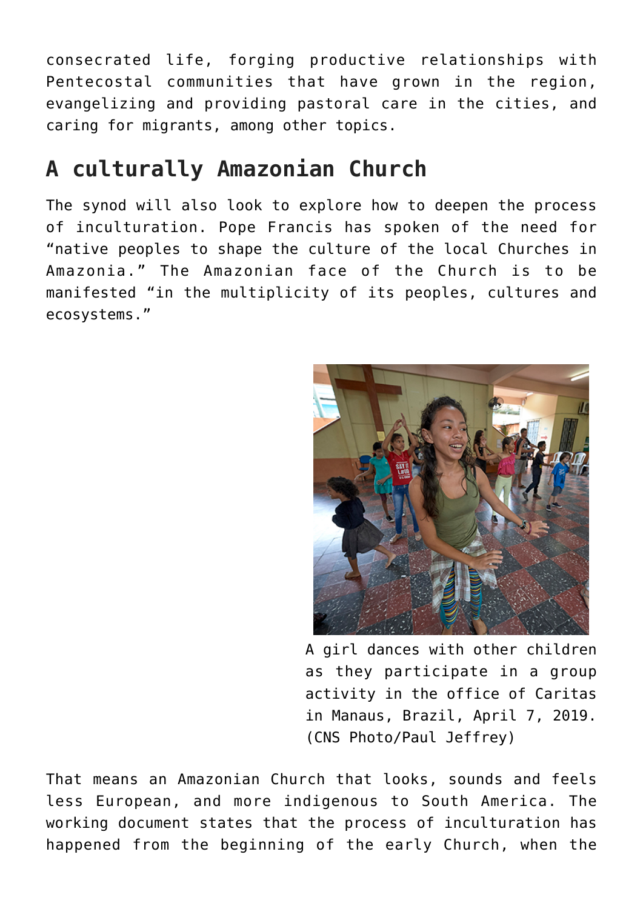consecrated life, forging productive relationships with Pentecostal communities that have grown in the region, evangelizing and providing pastoral care in the cities, and caring for migrants, among other topics.

## A culturally Amazonian Church

The synod will also look to explore how to deepen the process of inculturation. Pope Francis has spoken of the need for "native peoples to shape the culture of the local Churches in Amazonia." The Amazonian face of the Church is to be manifested "in the multiplicity of its peoples, cultures and ecosystems."

A girl dances with other children as they participate in a group activity in the office of Caritas in Manaus, Brazil, April 7, 2019. (CNS Photo/Paul Jeffrey)

That means an Amazonian Church that looks, sounds and feels less European, and more indigenous to South America. The working document states that the process of inculturation has happened from the beginning of the early Church, when the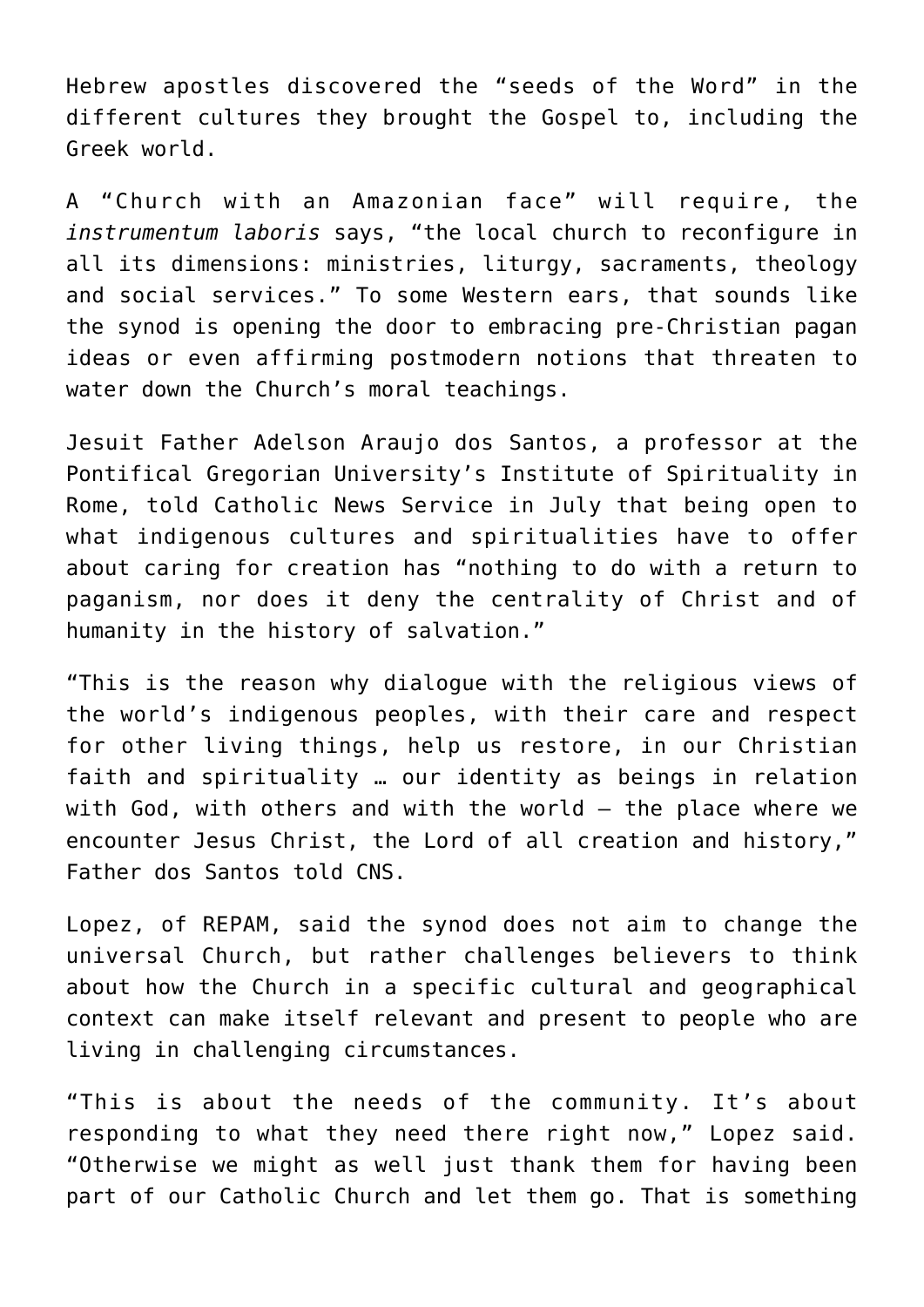Hebrew apostles discovered the "seeds of the Word" in the different cultures they brought the Gospel to, including the Greek world.

A "Church with an Amazonian face" will require, the *instrumentum laboris* says, "the local church to reconfigure in all its dimensions: ministries, liturgy, sacraments, theology and social services." To some Western ears, that sounds like the synod is opening the door to embracing pre-Christian pagan ideas or even affirming postmodern notions that threaten to water down the Church's moral teachings.

Jesuit Father Adelson Araujo dos Santos, a professor at the Pontifical Gregorian University's Institute of Spirituality in Rome, told Catholic News Service in July that being open to what indigenous cultures and spiritualities have to offer about caring for creation has "nothing to do with a return to paganism, nor does it deny the centrality of Christ and of humanity in the history of salvation."

"This is the reason why dialogue with the religious views of the world's indigenous peoples, with their care and respect for other living things, help us restore, in our Christian faith and spirituality … our identity as beings in relation with God, with others and with the world — the place where we encounter Jesus Christ, the Lord of all creation and history," Father dos Santos told CNS.

Lopez, of REPAM, said the synod does not aim to change the universal Church, but rather challenges believers to think about how the Church in a specific cultural and geographical context can make itself relevant and present to people who are living in challenging circumstances.

"This is about the needs of the community. It's about responding to what they need there right now," Lopez said. "Otherwise we might as well just thank them for having been part of our Catholic Church and let them go. That is something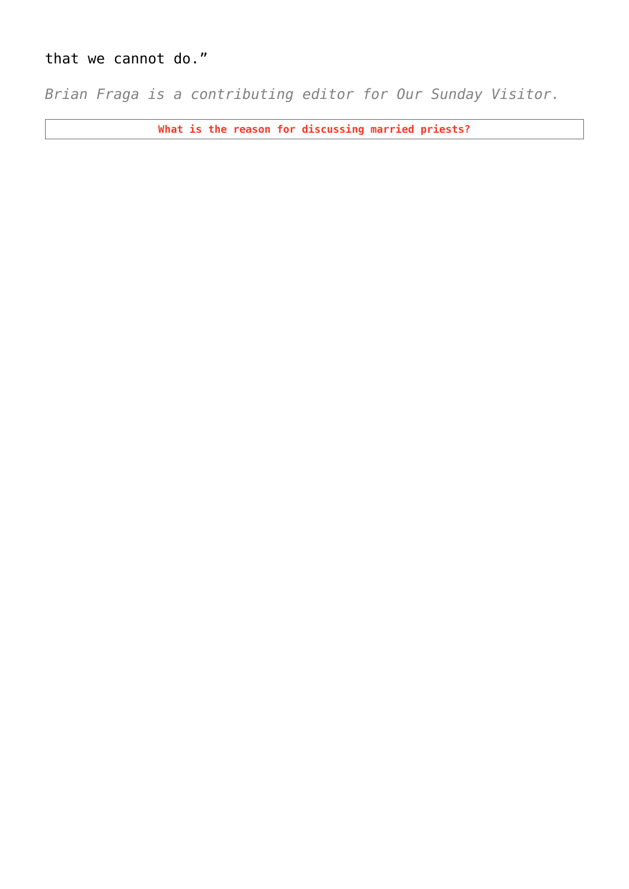that we cannot do."

*Brian Fraga is a contributing editor for Our Sunday Visitor.*

**What is the reason for discussing married priests?**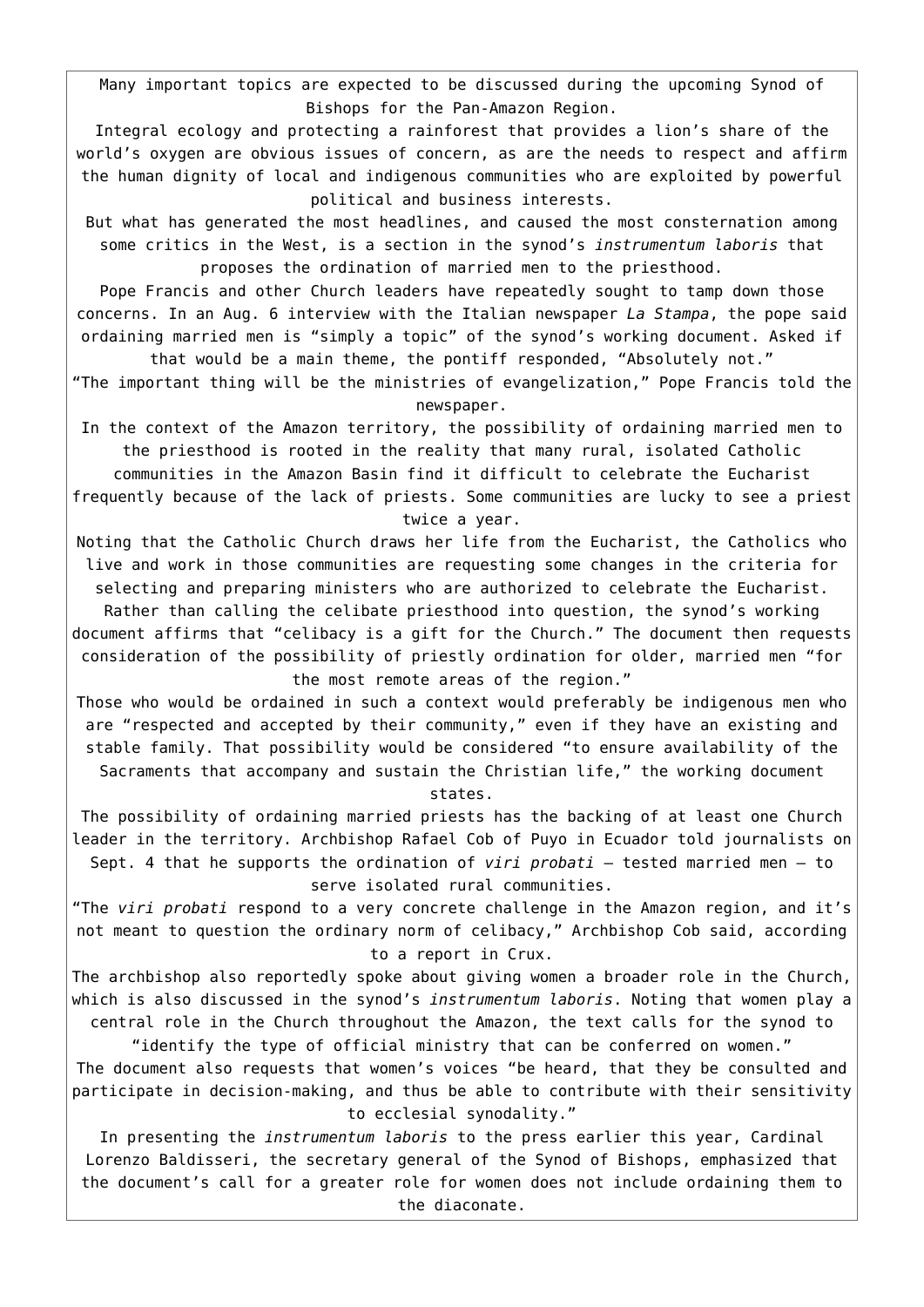Many important topics are expected to be discussed during the upcoming Synod of Bishops for the Pan-Amazon Region.

Integral ecology and protecting a rainforest that provides a lion's share of the world's oxygen are obvious issues of concern, as are the needs to respect and affirm the human dignity of local and indigenous communities who are exploited by powerful political and business interests.

But what has generated the most headlines, and caused the most consternation among some critics in the West, is a section in the synod's *instrumentum laboris* that proposes the ordination of married men to the priesthood.

Pope Francis and other Church leaders have repeatedly sought to tamp down those concerns. In an Aug. 6 interview with the Italian newspaper *La Stampa*, the pope said ordaining married men is "simply a topic" of the synod's working document. Asked if that would be a main theme, the pontiff responded, "Absolutely not."

"The important thing will be the ministries of evangelization," Pope Francis told the newspaper.

In the context of the Amazon territory, the possibility of ordaining married men to the priesthood is rooted in the reality that many rural, isolated Catholic communities in the Amazon Basin find it difficult to celebrate the Eucharist frequently because of the lack of priests. Some communities are lucky to see a priest twice a year.

Noting that the Catholic Church draws her life from the Eucharist, the Catholics who live and work in those communities are requesting some changes in the criteria for selecting and preparing ministers who are authorized to celebrate the Eucharist.

Rather than calling the celibate priesthood into question, the synod's working document affirms that "celibacy is a gift for the Church." The document then requests consideration of the possibility of priestly ordination for older, married men "for the most remote areas of the region."

Those who would be ordained in such a context would preferably be indigenous men who are "respected and accepted by their community," even if they have an existing and stable family. That possibility would be considered "to ensure availability of the Sacraments that accompany and sustain the Christian life," the working document states.

The possibility of ordaining married priests has the backing of at least one Church leader in the territory. Archbishop Rafael Cob of Puyo in Ecuador told journalists on Sept. 4 that he supports the ordination of *viri probati* — tested married men — to serve isolated rural communities.

"The *viri probati* respond to a very concrete challenge in the Amazon region, and it's not meant to question the ordinary norm of celibacy," Archbishop Cob said, according to a report in Crux.

The archbishop also reportedly spoke about giving women a broader role in the Church, which is also discussed in the synod's *instrumentum laboris*. Noting that women play a central role in the Church throughout the Amazon, the text calls for the synod to "identify the type of official ministry that can be conferred on women."

The document also requests that women's voices "be heard, that they be consulted and participate in decision-making, and thus be able to contribute with their sensitivity to ecclesial synodality."

In presenting the *instrumentum laboris* to the press earlier this year, Cardinal Lorenzo Baldisseri, the secretary general of the Synod of Bishops, emphasized that the document's call for a greater role for women does not include ordaining them to the diaconate.